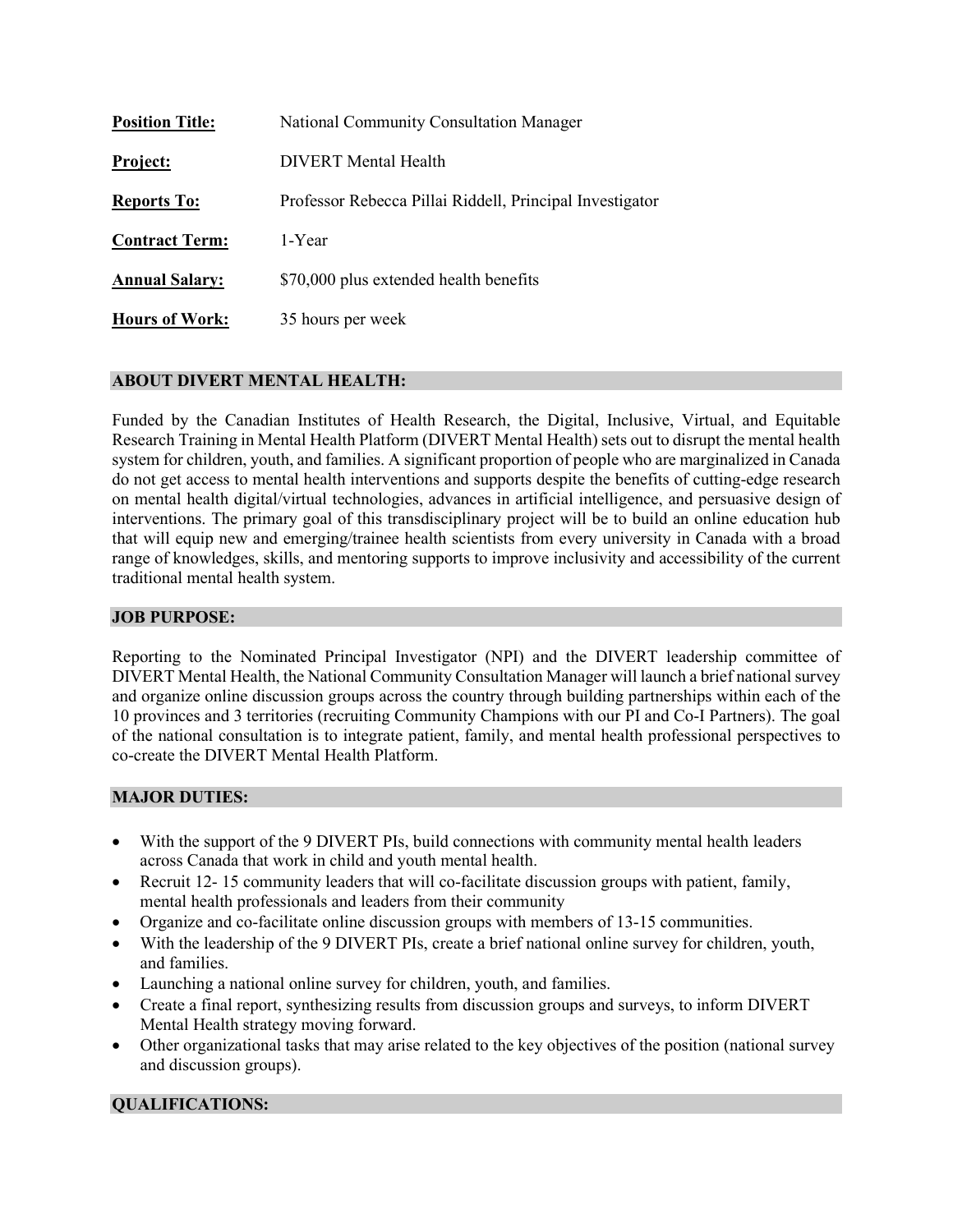**Position Title:** National Community Consultation Manager

**Project:** DIVERT Mental Health

**Reports To:** Professor Rebecca Pillai Riddell, Principal Investigator

**Contract Term:** 1-Year

**Annual Salary:** $70,000 plus extended health benefits

**Hours of Work:** 35 hours per week

## ABOUT DIVERT MENTAL HEALTH:

Funded by the Canadian Institutes of Health Research, the Digital, Inclusive, Virtual, and Equitable Research Training in Mental Health Platform (DIVERT Mental Health) sets out to disrupt the mental health system for children, youth, and families. A significant proportion of people who are marginalized in Canada do not get access to mental health interventions and supports despite the benefits of cutting-edge research on mental health digital/virtual technologies, advances in artificial intelligence, and persuasive design of interventions. The primary goal of this transdisciplinary project will be to build an online education hub that will equip new and emerging/trainee health scientists from every university in Canada with a broad range of knowledges, skills, and mentoring supports to improve inclusivity and accessibility of the current traditional mental health system.

## JOB PURPOSE:

Reporting to the Nominated Principal Investigator (NPI) and the DIVERT leadership committee of DIVERT Mental Health, the National Community Consultation Manager will launch a brief national survey and organize online discussion groups across the country through building partnerships within each of the 10 provinces and 3 territories (recruiting Community Champions with our PI and Co-I Partners). The goal of the national consultation is to integrate patient, family, and mental health professional perspectives to co-create the DIVERT Mental Health Platform.

## MAJOR DUTIES:

- With the support of the 9 DIVERT PIs, build connections with community mental health leaders across Canada that work in child and youth mental health.
- Recruit 12- 15 community leaders that will co-facilitate discussion groups with patient, family, mental health professionals and leaders from their community
- Organize and co-facilitate online discussion groups with members of 13-15 communities.
- With the leadership of the 9 DIVERT PIs, create a brief national online survey for children, youth, and families.
- Launching a national online survey for children, youth, and families.
- Create a final report, synthesizing results from discussion groups and surveys, to inform DIVERT Mental Health strategy moving forward.
- Other organizational tasks that may arise related to the key objectives of the position (national survey and discussion groups).

## QUALIFICATIONS: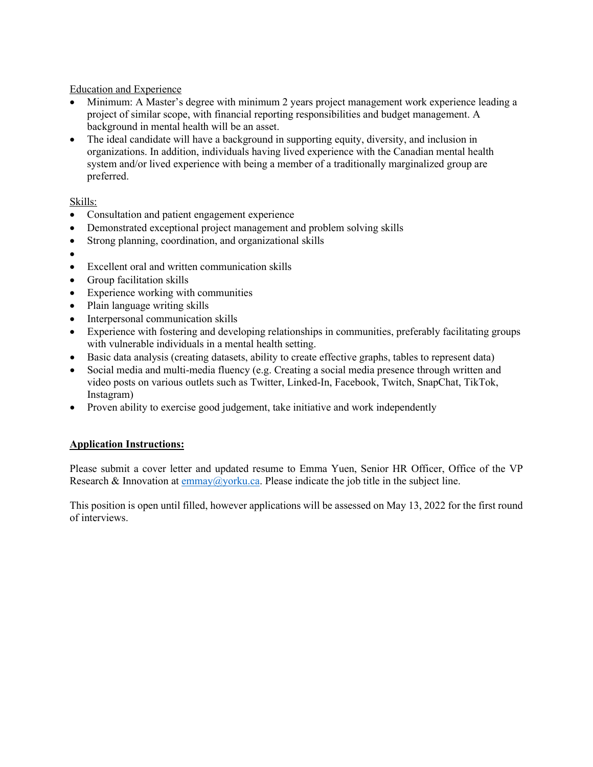Education and Experience

- Minimum: A Master's degree with minimum 2 years project management work experience leading a project of similar scope, with financial reporting responsibilities and budget management. A background in mental health will be an asset.
- The ideal candidate will have a background in supporting equity, diversity, and inclusion in organizations. In addition, individuals having lived experience with the Canadian mental health system and/or lived experience with being a member of a traditionally marginalized group are preferred.

Skills:

- Consultation and patient engagement experience
- Demonstrated exceptional project management and problem solving skills
- Strong planning, coordination, and organizational skills
- 
- Excellent oral and written communication skills
- Group facilitation skills
- Experience working with communities
- Plain language writing skills
- Interpersonal communication skills
- Experience with fostering and developing relationships in communities, preferably facilitating groups with vulnerable individuals in a mental health setting.
- Basic data analysis (creating datasets, ability to create effective graphs, tables to represent data)
- Social media and multi-media fluency (e.g. Creating a social media presence through written and video posts on various outlets such as Twitter, Linked-In, Facebook, Twitch, SnapChat, TikTok, Instagram)
- Proven ability to exercise good judgement, take initiative and work independently

**Application Instructions:**

Please submit a cover letter and updated resume to Emma Yuen, Senior HR Officer, Office of the VP Research & Innovation at emmay@yorku.ca. Please indicate the job title in the subject line.

This position is open until filled, however applications will be assessed on May 13, 2022 for the first round of interviews.